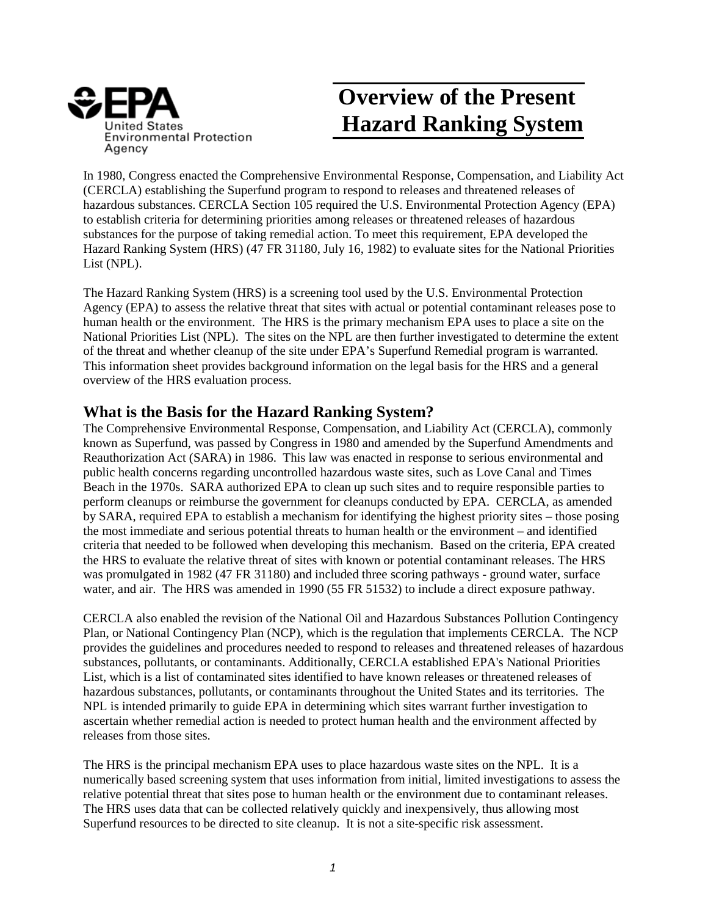United States Environmental Protection Agency

# Overview of the Present Hazard Ranking System

In 1980, Congress enacted the Comprehensive Environmental Response, Compensation, and Liability Act (CERCLA) establishing the Superfund program to respond to releases and threatened releases of hazardous substances. CERCLA Section 105 required the U.S. Environmental Protection Agency (EPA) to establish criteria for determining priorities among releases or threatened releases of hazardous substances for the purpose of taking remedial action. To meet this requirement, EPA developed the Hazard Ranking System (HRS) (47 FR 31180, July 16, 1982) to evaluate sites for the National Priorities List (NPL).

The Hazard Ranking System (HRS) is a screening tool used by the U.S. Environmental Protection Agency (EPA) to assess the relative threat that sites with actual or potential contaminant releases pose to human health or the environment. The HRS is the primary mechanism EPA uses to place a site on the National Priorities List (NPL). The sites on the NPL are then further investigated to determine the extent of the threat and whether cleanup of the site under EPA's Superfund Remedial program is warranted. This information sheet provides background information on the legal basis for the HRS and a general overview of the HRS evaluation process.

## What is the Basis for the Hazard Ranking System?

The Comprehensive Environmental Response, Compensation, and Liability Act (CERCLA), commonly known as Superfund, was passed by Congress in 1980 and amended by the Superfund Amendments and Reauthorization Act (SARA) in 1986. This law was enacted in response to serious environmental and public health concerns regarding uncontrolled hazardous waste sites, such as Love Canal and Times Beach in the 1970s. SARA authorized EPA to clean up such sites and to require responsible parties to perform cleanups or reimburse the government for cleanups conducted by EPA. CERCLA, as amended by SARA, required EPA to establish a mechanism for identifying the highest priority sites – those posing the most immediate and serious potential threats to human health or the environment – and identified criteria that needed to be followed when developing this mechanism. Based on the criteria, EPA created the HRS to evaluate the relative threat of sites with known or potential contaminant releases. The HRS was promulgated in 1982 (47 FR 31180) and included three scoring pathways - ground water, surface water, and air. The HRS was amended in 1990 (55 FR 51532) to include a direct exposure pathway.

CERCLA also enabled the revision of the National Oil and Hazardous Substances Pollution Contingency Plan, or National Contingency Plan (NCP), which is the regulation that implements CERCLA. The NCP provides the guidelines and procedures needed to respond to releases and threatened releases of hazardous substances, pollutants, or contaminants. Additionally, CERCLA established EPA's National Priorities List, which is a list of contaminated sites identified to have known releases or threatened releases of hazardous substances, pollutants, or contaminants throughout the United States and its territories. The NPL is intended primarily to guide EPA in determining which sites warrant further investigation to ascertain whether remedial action is needed to protect human health and the environment affected by releases from those sites.

The HRS is the principal mechanism EPA uses to place hazardous waste sites on the NPL. It is a numerically based screening system that uses information from initial, limited investigations to assess the relative potential threat that sites pose to human health or the environment due to contaminant releases. The HRS uses data that can be collected relatively quickly and inexpensively, thus allowing most Superfund resources to be directed to site cleanup. It is not a site-specific risk assessment.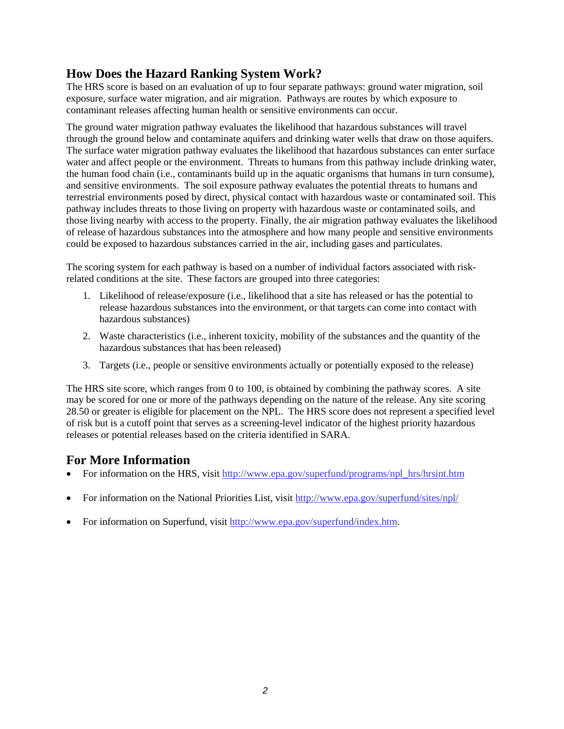## How Does the Hazard Ranking System Work?

The HRS score is based on an evaluation of up to four separate pathways: ground water migration, soil exposure, surface water migration, and air migration. Pathways are routes by which exposure to contaminant releases affecting human health or sensitive environments can occur.

The ground water migration pathway evaluates the likelihood that hazardous substances will travel through the ground below and contaminate aquifers and drinking water wells that draw on those aquifers. The surface water migration pathway evaluates the likelihood that hazardous substances can enter surface water and affect people or the environment. Threats to humans from this pathway include drinking water, the human food chain (i.e., contaminants build up in the aquatic organisms that humans in turn consume), and sensitive environments. The soil exposure pathway evaluates the potential threats to humans and terrestrial environments posed by direct, physical contact with hazardous waste or contaminated soil. This pathway includes threats to those living on property with hazardous waste or contaminated soils, and those living nearby with access to the property. Finally, the air migration pathway evaluates the likelihood of release of hazardous substances into the atmosphere and how many people and sensitive environments could be exposed to hazardous substances carried in the air, including gases and particulates.

The scoring system for each pathway is based on a number of individual factors associated with risk-related conditions at the site. These factors are grouped into three categories:

1. Likelihood of release/exposure (i.e., likelihood that a site has released or has the potential to release hazardous substances into the environment, or that targets can come into contact with hazardous substances)
2. Waste characteristics (i.e., inherent toxicity, mobility of the substances and the quantity of the hazardous substances that has been released)
3. Targets (i.e., people or sensitive environments actually or potentially exposed to the release)

The HRS site score, which ranges from 0 to 100, is obtained by combining the pathway scores. A site may be scored for one or more of the pathways depending on the nature of the release. Any site scoring 28.50 or greater is eligible for placement on the NPL. The HRS score does not represent a specified level of risk but is a cutoff point that serves as a screening-level indicator of the highest priority hazardous releases or potential releases based on the criteria identified in SARA.

## For More Information

- For information on the HRS, visit http://www.epa.gov/superfund/programs/npl_hrs/hrsint.htm
- For information on the National Priorities List, visit http://www.epa.gov/superfund/sites/npl/
- For information on Superfund, visit http://www.epa.gov/superfund/index.htm.